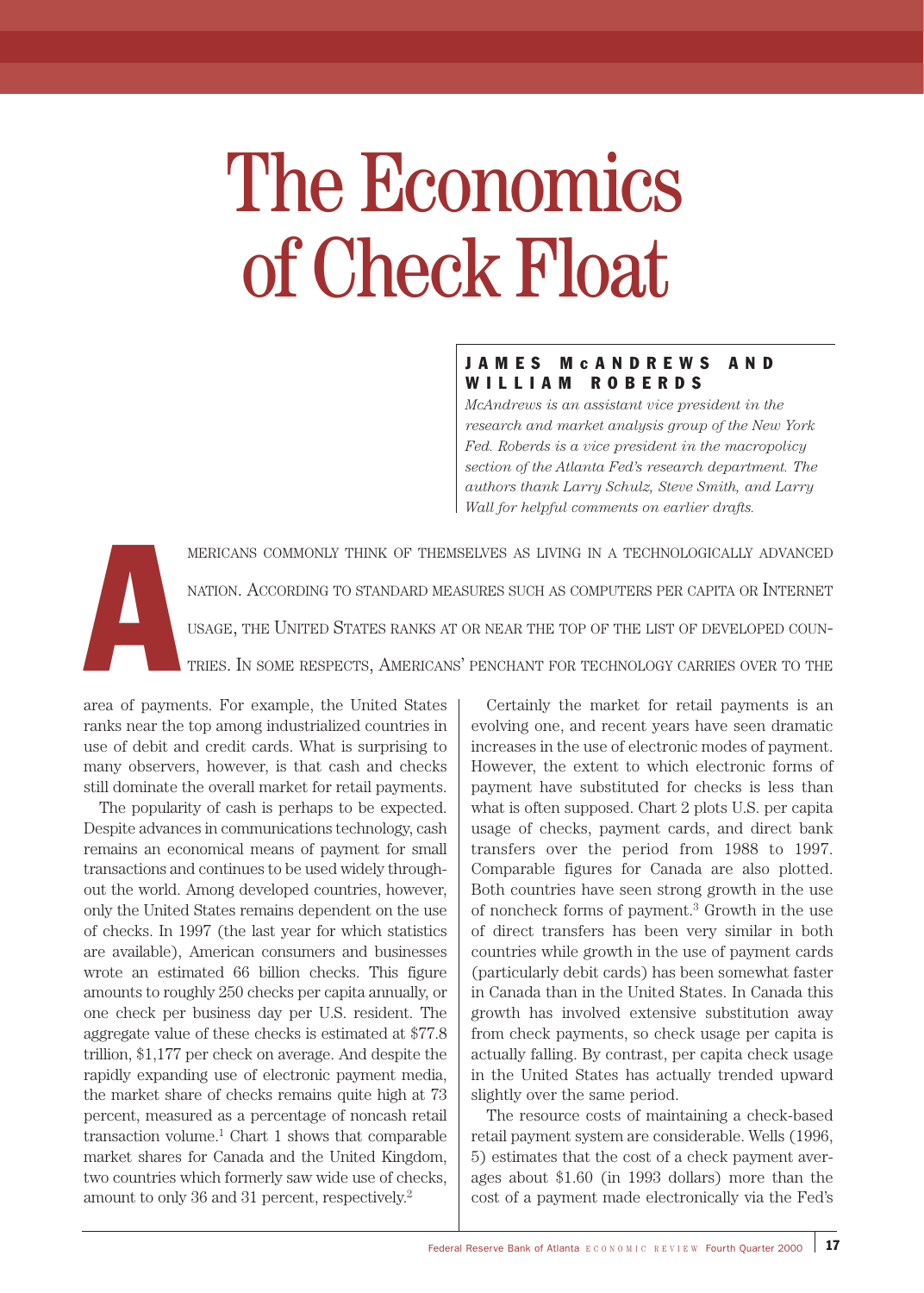# The Economics of Check Float

**JAMES McANDREWS AND WILLIAM ROBERDS**

*McAndrews is an assistant vice president in the research and market analysis group of the New York Fed. Roberds is a vice president in the macropolicy section of the Atlanta Fed's research department. The authors thank Larry Schulz, Steve Smith, and Larry Wall for helpful comments on earlier drafts.*

Americans commonly think of themselves as living in a technologically advanced nation. According to standard measures such as computers per capita or Internet usage, the United States ranks at or near the top of the list of developed countries. In some respects, Americans' penchant for technology carries over to the area of payments. For example, the United States ranks near the top among industrialized countries in use of debit and credit cards. What is surprising to many observers, however, is that cash and checks still dominate the overall market for retail payments.

The popularity of cash is perhaps to be expected. Despite advances in communications technology, cash remains an economical means of payment for small transactions and continues to be used widely throughout the world. Among developed countries, however, only the United States remains dependent on the use of checks. In 1997 (the last year for which statistics are available), American consumers and businesses wrote an estimated 66 billion checks. This figure amounts to roughly 250 checks per capita annually, or one check per business day per U.S. resident. The aggregate value of these checks is estimated at $77.8 trillion, $1,177 per check on average. And despite the rapidly expanding use of electronic payment media, the market share of checks remains quite high at 73 percent, measured as a percentage of noncash retail transaction volume.[1] Chart 1 shows that comparable market shares for Canada and the United Kingdom, two countries which formerly saw wide use of checks, amount to only 36 and 31 percent, respectively.[2]

Certainly the market for retail payments is an evolving one, and recent years have seen dramatic increases in the use of electronic modes of payment. However, the extent to which electronic forms of payment have substituted for checks is less than what is often supposed. Chart 2 plots U.S. per capita usage of checks, payment cards, and direct bank transfers over the period from 1988 to 1997. Comparable figures for Canada are also plotted. Both countries have seen strong growth in the use of noncheck forms of payment.[3] Growth in the use of direct transfers has been very similar in both countries while growth in the use of payment cards (particularly debit cards) has been somewhat faster in Canada than in the United States. In Canada this growth has involved extensive substitution away from check payments, so check usage per capita is actually falling. By contrast, per capita check usage in the United States has actually trended upward slightly over the same period.

The resource costs of maintaining a check-based retail payment system are considerable. Wells (1996, 5) estimates that the cost of a check payment averages about $1.60 (in 1993 dollars) more than the cost of a payment made electronically via the Fed's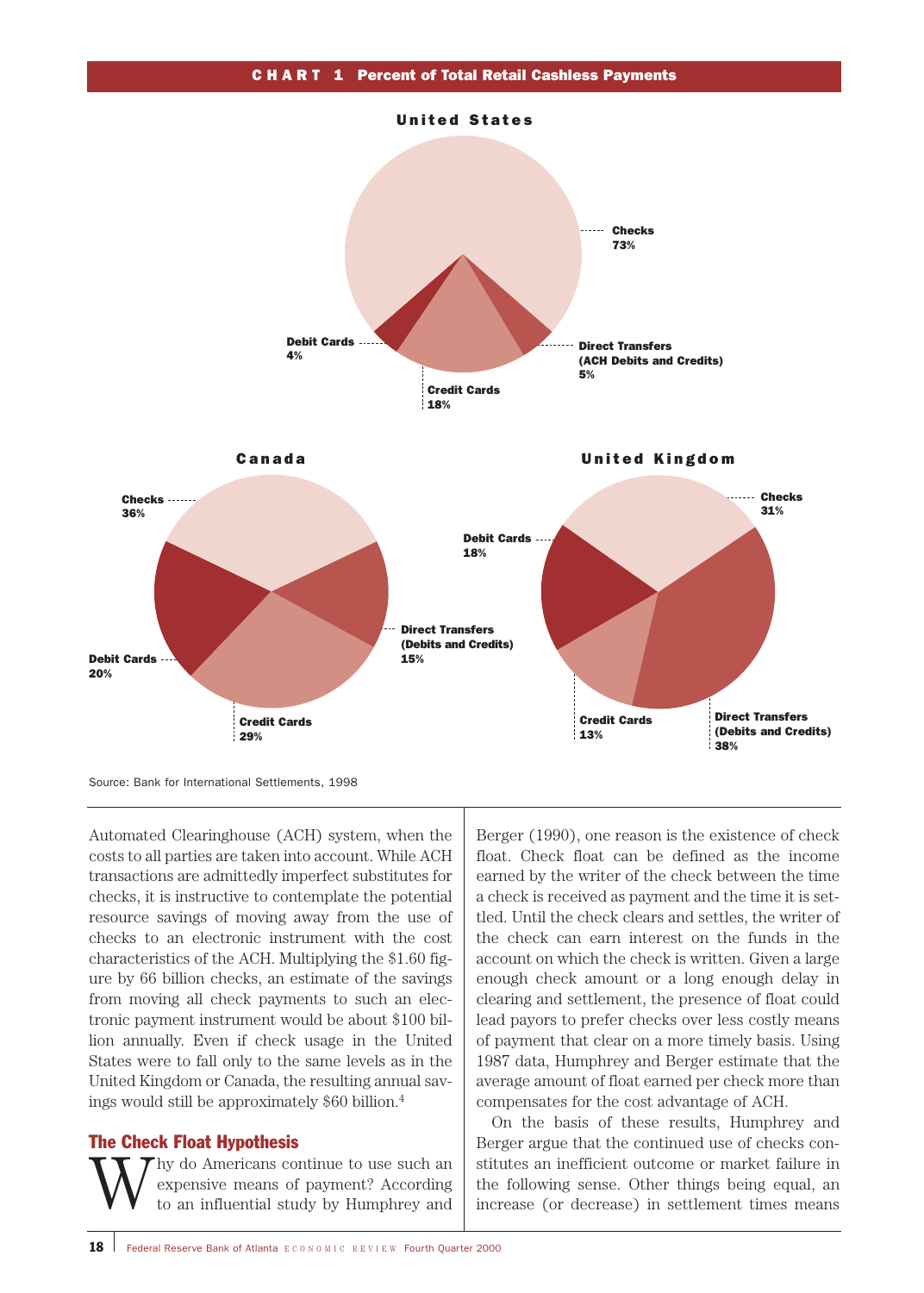**CHART 1 Percent of Total Retail Cashless Payments**

**United States**

| Payment type | Percent |
|---|---|
| Checks | 73% |
| Direct Transfers (ACH Debits and Credits) | 5% |
| Credit Cards | 18% |
| Debit Cards | 4% |

**Canada**

| Payment type | Percent |
|---|---|
| Checks | 36% |
| Direct Transfers (Debits and Credits) | 15% |
| Credit Cards | 29% |
| Debit Cards | 20% |

**United Kingdom**

| Payment type | Percent |
|---|---|
| Checks | 31% |
| Direct Transfers (Debits and Credits) | 38% |
| Credit Cards | 13% |
| Debit Cards | 18% |

Source: Bank for International Settlements, 1998

Automated Clearinghouse (ACH) system, when the costs to all parties are taken into account. While ACH transactions are admittedly imperfect substitutes for checks, it is instructive to contemplate the potential resource savings of moving away from the use of checks to an electronic instrument with the cost characteristics of the ACH. Multiplying the $1.60 figure by 66 billion checks, an estimate of the savings from moving all check payments to such an electronic payment instrument would be about $100 billion annually. Even if check usage in the United States were to fall only to the same levels as in the United Kingdom or Canada, the resulting annual savings would still be approximately $60 billion.[4]

## The Check Float Hypothesis

Why do Americans continue to use such an expensive means of payment? According to an influential study by Humphrey and Berger (1990), one reason is the existence of check float. Check float can be defined as the income earned by the writer of the check between the time a check is received as payment and the time it is settled. Until the check clears and settles, the writer of the check can earn interest on the funds in the account on which the check is written. Given a large enough check amount or a long enough delay in clearing and settlement, the presence of float could lead payors to prefer checks over less costly means of payment that clear on a more timely basis. Using 1987 data, Humphrey and Berger estimate that the average amount of float earned per check more than compensates for the cost advantage of ACH.

On the basis of these results, Humphrey and Berger argue that the continued use of checks constitutes an inefficient outcome or market failure in the following sense. Other things being equal, an increase (or decrease) in settlement times means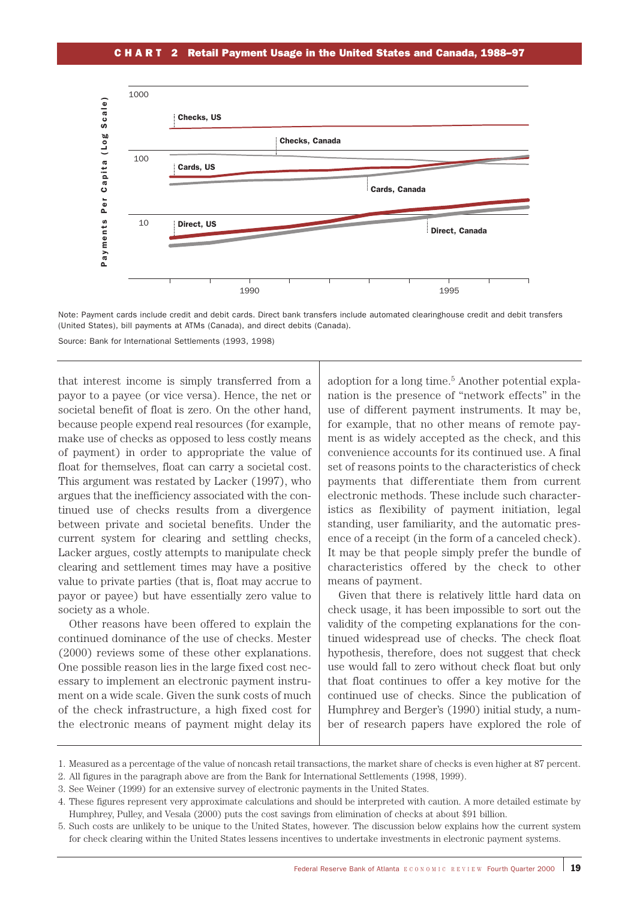**CHART 2 Retail Payment Usage in the United States and Canada, 1988–97**

Note: Payment cards include credit and debit cards. Direct bank transfers include automated clearinghouse credit and debit transfers (United States), bill payments at ATMs (Canada), and direct debits (Canada).

Source: Bank for International Settlements (1993, 1998)

that interest income is simply transferred from a payor to a payee (or vice versa). Hence, the net or societal benefit of float is zero. On the other hand, because people expend real resources (for example, make use of checks as opposed to less costly means of payment) in order to appropriate the value of float for themselves, float can carry a societal cost. This argument was restated by Lacker (1997), who argues that the inefficiency associated with the continued use of checks results from a divergence between private and societal benefits. Under the current system for clearing and settling checks, Lacker argues, costly attempts to manipulate check clearing and settlement times may have a positive value to private parties (that is, float may accrue to payor or payee) but have essentially zero value to society as a whole.

Other reasons have been offered to explain the continued dominance of the use of checks. Mester (2000) reviews some of these other explanations. One possible reason lies in the large fixed cost necessary to implement an electronic payment instrument on a wide scale. Given the sunk costs of much of the check infrastructure, a high fixed cost for the electronic means of payment might delay its adoption for a long time.[5] Another potential explanation is the presence of "network effects" in the use of different payment instruments. It may be, for example, that no other means of remote payment is as widely accepted as the check, and this convenience accounts for its continued use. A final set of reasons points to the characteristics of check payments that differentiate them from current electronic methods. These include such characteristics as flexibility of payment initiation, legal standing, user familiarity, and the automatic presence of a receipt (in the form of a canceled check). It may be that people simply prefer the bundle of characteristics offered by the check to other means of payment.

Given that there is relatively little hard data on check usage, it has been impossible to sort out the validity of the competing explanations for the continued widespread use of checks. The check float hypothesis, therefore, does not suggest that check use would fall to zero without check float but only that float continues to offer a key motive for the continued use of checks. Since the publication of Humphrey and Berger's (1990) initial study, a number of research papers have explored the role of

1. Measured as a percentage of the value of noncash retail transactions, the market share of checks is even higher at 87 percent.
2. All figures in the paragraph above are from the Bank for International Settlements (1998, 1999).
3. See Weiner (1999) for an extensive survey of electronic payments in the United States.
4. These figures represent very approximate calculations and should be interpreted with caution. A more detailed estimate by Humphrey, Pulley, and Vesala (2000) puts the cost savings from elimination of checks at about $91 billion.
5. Such costs are unlikely to be unique to the United States, however. The discussion below explains how the current system for check clearing within the United States lessens incentives to undertake investments in electronic payment systems.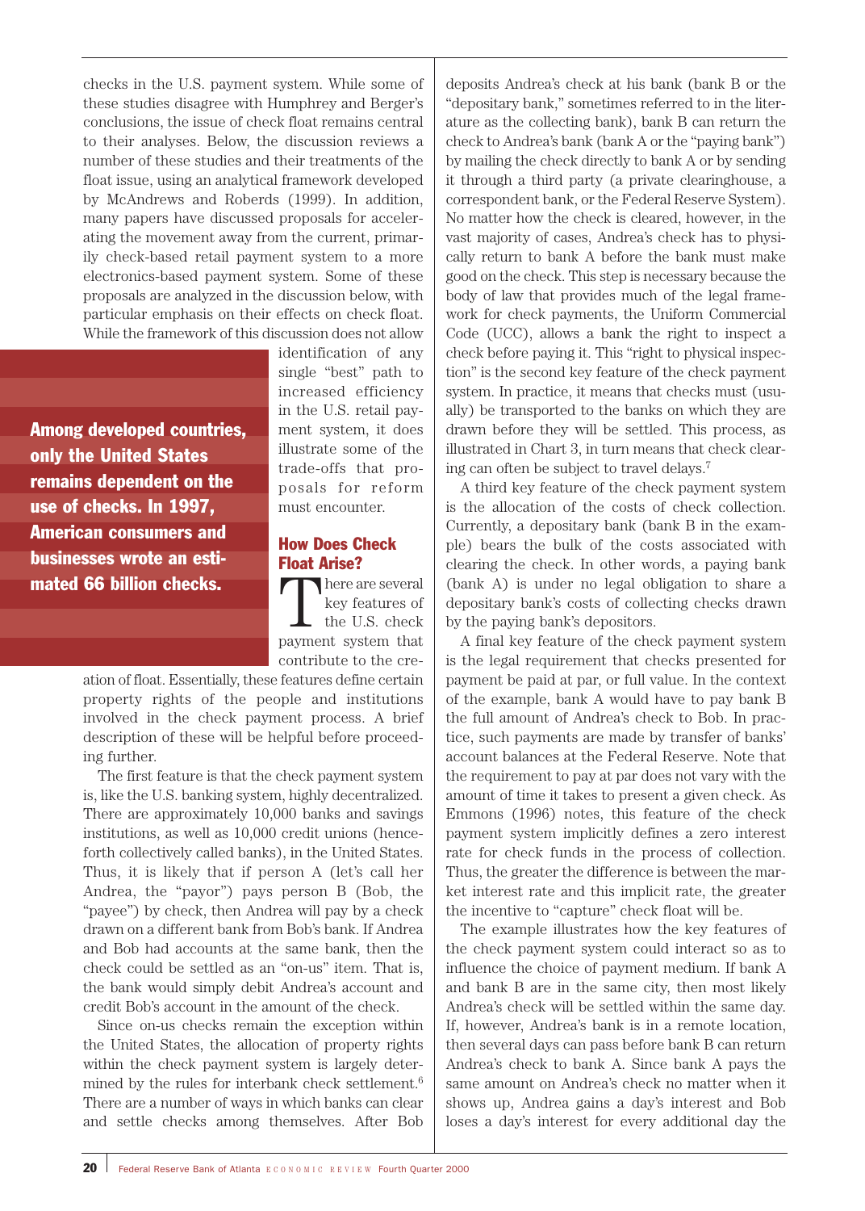checks in the U.S. payment system. While some of these studies disagree with Humphrey and Berger's conclusions, the issue of check float remains central to their analyses. Below, the discussion reviews a number of these studies and their treatments of the float issue, using an analytical framework developed by McAndrews and Roberds (1999). In addition, many papers have discussed proposals for accelerating the movement away from the current, primarily check-based retail payment system to a more electronics-based payment system. Some of these proposals are analyzed in the discussion below, with particular emphasis on their effects on check float. While the framework of this discussion does not allow identification of any single "best" path to increased efficiency in the U.S. retail payment system, it does illustrate some of the trade-offs that proposals for reform must encounter.

**Among developed countries, only the United States remains dependent on the use of checks. In 1997, American consumers and businesses wrote an estimated 66 billion checks.**

## How Does Check Float Arise?

There are several key features of the U.S. check payment system that contribute to the creation of float. Essentially, these features define certain property rights of the people and institutions involved in the check payment process. A brief description of these will be helpful before proceeding further.

The first feature is that the check payment system is, like the U.S. banking system, highly decentralized. There are approximately 10,000 banks and savings institutions, as well as 10,000 credit unions (henceforth collectively called banks), in the United States. Thus, it is likely that if person A (let's call her Andrea, the "payor") pays person B (Bob, the "payee") by check, then Andrea will pay by a check drawn on a different bank from Bob's bank. If Andrea and Bob had accounts at the same bank, then the check could be settled as an "on-us" item. That is, the bank would simply debit Andrea's account and credit Bob's account in the amount of the check.

Since on-us checks remain the exception within the United States, the allocation of property rights within the check payment system is largely determined by the rules for interbank check settlement.[6] There are a number of ways in which banks can clear and settle checks among themselves. After Bob deposits Andrea's check at his bank (bank B or the "depositary bank," sometimes referred to in the literature as the collecting bank), bank B can return the check to Andrea's bank (bank A or the "paying bank") by mailing the check directly to bank A or by sending it through a third party (a private clearinghouse, a correspondent bank, or the Federal Reserve System). No matter how the check is cleared, however, in the vast majority of cases, Andrea's check has to physically return to bank A before the bank must make good on the check. This step is necessary because the body of law that provides much of the legal framework for check payments, the Uniform Commercial Code (UCC), allows a bank the right to inspect a check before paying it. This "right to physical inspection" is the second key feature of the check payment system. In practice, it means that checks must (usually) be transported to the banks on which they are drawn before they will be settled. This process, as illustrated in Chart 3, in turn means that check clearing can often be subject to travel delays.[7]

A third key feature of the check payment system is the allocation of the costs of check collection. Currently, a depositary bank (bank B in the example) bears the bulk of the costs associated with clearing the check. In other words, a paying bank (bank A) is under no legal obligation to share a depositary bank's costs of collecting checks drawn by the paying bank's depositors.

A final key feature of the check payment system is the legal requirement that checks presented for payment be paid at par, or full value. In the context of the example, bank A would have to pay bank B the full amount of Andrea's check to Bob. In practice, such payments are made by transfer of banks' account balances at the Federal Reserve. Note that the requirement to pay at par does not vary with the amount of time it takes to present a given check. As Emmons (1996) notes, this feature of the check payment system implicitly defines a zero interest rate for check funds in the process of collection. Thus, the greater the difference is between the market interest rate and this implicit rate, the greater the incentive to "capture" check float will be.

The example illustrates how the key features of the check payment system could interact so as to influence the choice of payment medium. If bank A and bank B are in the same city, then most likely Andrea's check will be settled within the same day. If, however, Andrea's bank is in a remote location, then several days can pass before bank B can return Andrea's check to bank A. Since bank A pays the same amount on Andrea's check no matter when it shows up, Andrea gains a day's interest and Bob loses a day's interest for every additional day the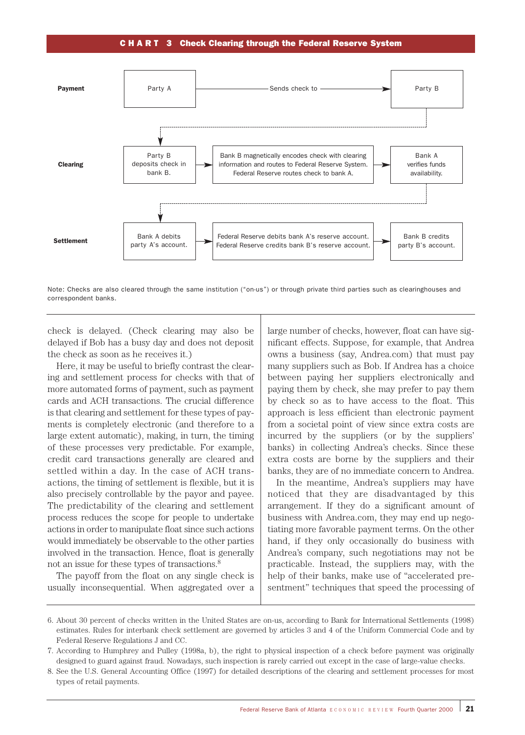**CHART 3 Check Clearing through the Federal Reserve System**

| | | | |
|---|---|---|---|
| **Payment** | Party A | Sends check to → | Party B |
| **Clearing** | Party B deposits check in bank B. | Bank B magnetically encodes check with clearing information and routes to Federal Reserve System. Federal Reserve routes check to bank A. | Bank A verifies funds availability. |
| **Settlement** | Bank A debits party A's account. | Federal Reserve debits bank A's reserve account. Federal Reserve credits bank B's reserve account. | Bank B credits party B's account. |

Note: Checks are also cleared through the same institution ("on-us") or through private third parties such as clearinghouses and correspondent banks.

check is delayed. (Check clearing may also be delayed if Bob has a busy day and does not deposit the check as soon as he receives it.)

Here, it may be useful to briefly contrast the clearing and settlement process for checks with that of more automated forms of payment, such as payment cards and ACH transactions. The crucial difference is that clearing and settlement for these types of payments is completely electronic (and therefore to a large extent automatic), making, in turn, the timing of these processes very predictable. For example, credit card transactions generally are cleared and settled within a day. In the case of ACH transactions, the timing of settlement is flexible, but it is also precisely controllable by the payor and payee. The predictability of the clearing and settlement process reduces the scope for people to undertake actions in order to manipulate float since such actions would immediately be observable to the other parties involved in the transaction. Hence, float is generally not an issue for these types of transactions.[8]

The payoff from the float on any single check is usually inconsequential. When aggregated over a large number of checks, however, float can have significant effects. Suppose, for example, that Andrea owns a business (say, Andrea.com) that must pay many suppliers such as Bob. If Andrea has a choice between paying her suppliers electronically and paying them by check, she may prefer to pay them by check so as to have access to the float. This approach is less efficient than electronic payment from a societal point of view since extra costs are incurred by the suppliers (or by the suppliers' banks) in collecting Andrea's checks. Since these extra costs are borne by the suppliers and their banks, they are of no immediate concern to Andrea.

In the meantime, Andrea's suppliers may have noticed that they are disadvantaged by this arrangement. If they do a significant amount of business with Andrea.com, they may end up negotiating more favorable payment terms. On the other hand, if they only occasionally do business with Andrea's company, such negotiations may not be practicable. Instead, the suppliers may, with the help of their banks, make use of "accelerated presentment" techniques that speed the processing of

6. About 30 percent of checks written in the United States are on-us, according to Bank for International Settlements (1998) estimates. Rules for interbank check settlement are governed by articles 3 and 4 of the Uniform Commercial Code and by Federal Reserve Regulations J and CC.

7. According to Humphrey and Pulley (1998a, b), the right to physical inspection of a check before payment was originally designed to guard against fraud. Nowadays, such inspection is rarely carried out except in the case of large-value checks.

8. See the U.S. General Accounting Office (1997) for detailed descriptions of the clearing and settlement processes for most types of retail payments.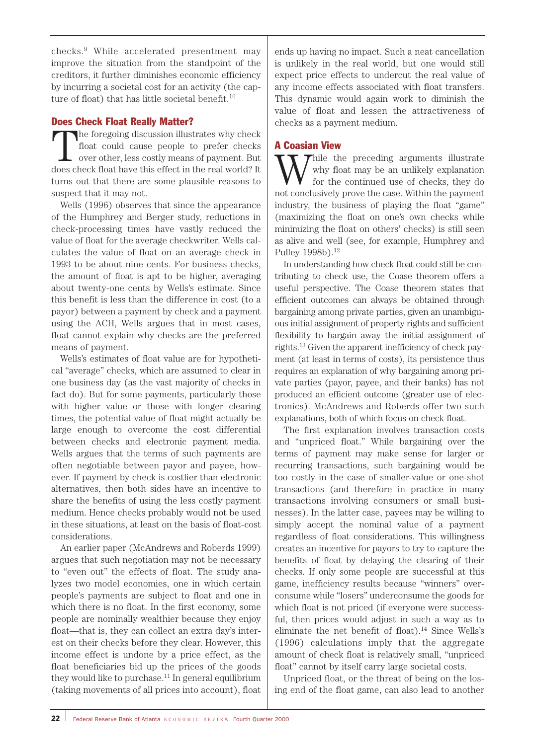checks.[9] While accelerated presentment may improve the situation from the standpoint of the creditors, it further diminishes economic efficiency by incurring a societal cost for an activity (the capture of float) that has little societal benefit.[10]

## Does Check Float Really Matter?

The foregoing discussion illustrates why check float could cause people to prefer checks over other, less costly means of payment. But does check float have this effect in the real world? It turns out that there are some plausible reasons to suspect that it may not.

Wells (1996) observes that since the appearance of the Humphrey and Berger study, reductions in check-processing times have vastly reduced the value of float for the average checkwriter. Wells calculates the value of float on an average check in 1993 to be about nine cents. For business checks, the amount of float is apt to be higher, averaging about twenty-one cents by Wells's estimate. Since this benefit is less than the difference in cost (to a payor) between a payment by check and a payment using the ACH, Wells argues that in most cases, float cannot explain why checks are the preferred means of payment.

Wells's estimates of float value are for hypothetical "average" checks, which are assumed to clear in one business day (as the vast majority of checks in fact do). But for some payments, particularly those with higher value or those with longer clearing times, the potential value of float might actually be large enough to overcome the cost differential between checks and electronic payment media. Wells argues that the terms of such payments are often negotiable between payor and payee, however. If payment by check is costlier than electronic alternatives, then both sides have an incentive to share the benefits of using the less costly payment medium. Hence checks probably would not be used in these situations, at least on the basis of float-cost considerations.

An earlier paper (McAndrews and Roberds 1999) argues that such negotiation may not be necessary to "even out" the effects of float. The study analyzes two model economies, one in which certain people's payments are subject to float and one in which there is no float. In the first economy, some people are nominally wealthier because they enjoy float—that is, they can collect an extra day's interest on their checks before they clear. However, this income effect is undone by a price effect, as the float beneficiaries bid up the prices of the goods they would like to purchase.[11] In general equilibrium (taking movements of all prices into account), float ends up having no impact. Such a neat cancellation is unlikely in the real world, but one would still expect price effects to undercut the real value of any income effects associated with float transfers. This dynamic would again work to diminish the value of float and lessen the attractiveness of checks as a payment medium.

## A Coasian View

While the preceding arguments illustrate why float may be an unlikely explanation for the continued use of checks, they do not conclusively prove the case. Within the payment industry, the business of playing the float "game" (maximizing the float on one's own checks while minimizing the float on others' checks) is still seen as alive and well (see, for example, Humphrey and Pulley 1998b).[12]

In understanding how check float could still be contributing to check use, the Coase theorem offers a useful perspective. The Coase theorem states that efficient outcomes can always be obtained through bargaining among private parties, given an unambiguous initial assignment of property rights and sufficient flexibility to bargain away the initial assignment of rights.[13] Given the apparent inefficiency of check payment (at least in terms of costs), its persistence thus requires an explanation of why bargaining among private parties (payor, payee, and their banks) has not produced an efficient outcome (greater use of electronics). McAndrews and Roberds offer two such explanations, both of which focus on check float.

The first explanation involves transaction costs and "unpriced float." While bargaining over the terms of payment may make sense for larger or recurring transactions, such bargaining would be too costly in the case of smaller-value or one-shot transactions (and therefore in practice in many transactions involving consumers or small businesses). In the latter case, payees may be willing to simply accept the nominal value of a payment regardless of float considerations. This willingness creates an incentive for payors to try to capture the benefits of float by delaying the clearing of their checks. If only some people are successful at this game, inefficiency results because "winners" overconsume while "losers" underconsume the goods for which float is not priced (if everyone were successful, then prices would adjust in such a way as to eliminate the net benefit of float).[14] Since Wells's (1996) calculations imply that the aggregate amount of check float is relatively small, "unpriced float" cannot by itself carry large societal costs.

Unpriced float, or the threat of being on the losing end of the float game, can also lead to another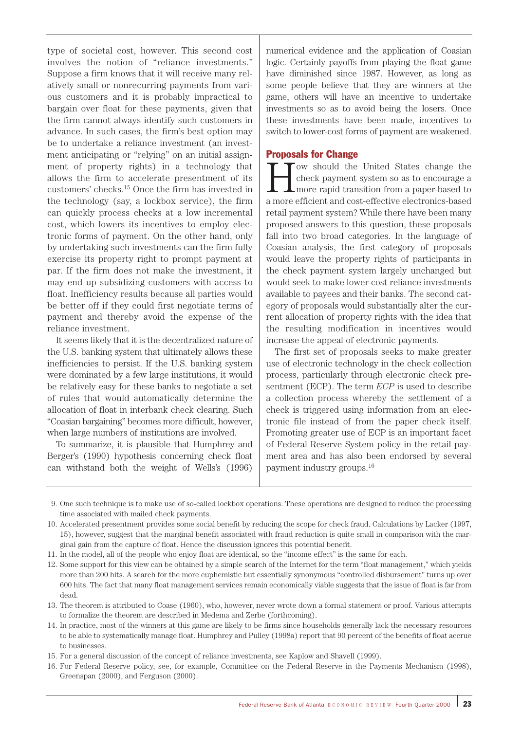type of societal cost, however. This second cost involves the notion of "reliance investments." Suppose a firm knows that it will receive many relatively small or nonrecurring payments from various customers and it is probably impractical to bargain over float for these payments, given that the firm cannot always identify such customers in advance. In such cases, the firm's best option may be to undertake a reliance investment (an investment anticipating or "relying" on an initial assignment of property rights) in a technology that allows the firm to accelerate presentment of its customers' checks.[15] Once the firm has invested in the technology (say, a lockbox service), the firm can quickly process checks at a low incremental cost, which lowers its incentives to employ electronic forms of payment. On the other hand, only by undertaking such investments can the firm fully exercise its property right to prompt payment at par. If the firm does not make the investment, it may end up subsidizing customers with access to float. Inefficiency results because all parties would be better off if they could first negotiate terms of payment and thereby avoid the expense of the reliance investment.

It seems likely that it is the decentralized nature of the U.S. banking system that ultimately allows these inefficiencies to persist. If the U.S. banking system were dominated by a few large institutions, it would be relatively easy for these banks to negotiate a set of rules that would automatically determine the allocation of float in interbank check clearing. Such "Coasian bargaining" becomes more difficult, however, when large numbers of institutions are involved.

To summarize, it is plausible that Humphrey and Berger's (1990) hypothesis concerning check float can withstand both the weight of Wells's (1996) numerical evidence and the application of Coasian logic. Certainly payoffs from playing the float game have diminished since 1987. However, as long as some people believe that they are winners at the game, others will have an incentive to undertake investments so as to avoid being the losers. Once these investments have been made, incentives to switch to lower-cost forms of payment are weakened.

## Proposals for Change

How should the United States change the check payment system so as to encourage a more rapid transition from a paper-based to a more efficient and cost-effective electronics-based retail payment system? While there have been many proposed answers to this question, these proposals fall into two broad categories. In the language of Coasian analysis, the first category of proposals would leave the property rights of participants in the check payment system largely unchanged but would seek to make lower-cost reliance investments available to payees and their banks. The second category of proposals would substantially alter the current allocation of property rights with the idea that the resulting modification in incentives would increase the appeal of electronic payments.

The first set of proposals seeks to make greater use of electronic technology in the check collection process, particularly through electronic check presentment (ECP). The term *ECP* is used to describe a collection process whereby the settlement of a check is triggered using information from an electronic file instead of from the paper check itself. Promoting greater use of ECP is an important facet of Federal Reserve System policy in the retail payment area and has also been endorsed by several payment industry groups.[16]

---

9. One such technique is to make use of so-called lockbox operations. These operations are designed to reduce the processing time associated with mailed check payments.

10. Accelerated presentment provides some social benefit by reducing the scope for check fraud. Calculations by Lacker (1997, 15), however, suggest that the marginal benefit associated with fraud reduction is quite small in comparison with the marginal gain from the capture of float. Hence the discussion ignores this potential benefit.

11. In the model, all of the people who enjoy float are identical, so the "income effect" is the same for each.

12. Some support for this view can be obtained by a simple search of the Internet for the term "float management," which yields more than 200 hits. A search for the more euphemistic but essentially synonymous "controlled disbursement" turns up over 600 hits. The fact that many float management services remain economically viable suggests that the issue of float is far from dead.

13. The theorem is attributed to Coase (1960), who, however, never wrote down a formal statement or proof. Various attempts to formalize the theorem are described in Medema and Zerbe (forthcoming).

14. In practice, most of the winners at this game are likely to be firms since households generally lack the necessary resources to be able to systematically manage float. Humphrey and Pulley (1998a) report that 90 percent of the benefits of float accrue to businesses.

15. For a general discussion of the concept of reliance investments, see Kaplow and Shavell (1999).

16. For Federal Reserve policy, see, for example, Committee on the Federal Reserve in the Payments Mechanism (1998), Greenspan (2000), and Ferguson (2000).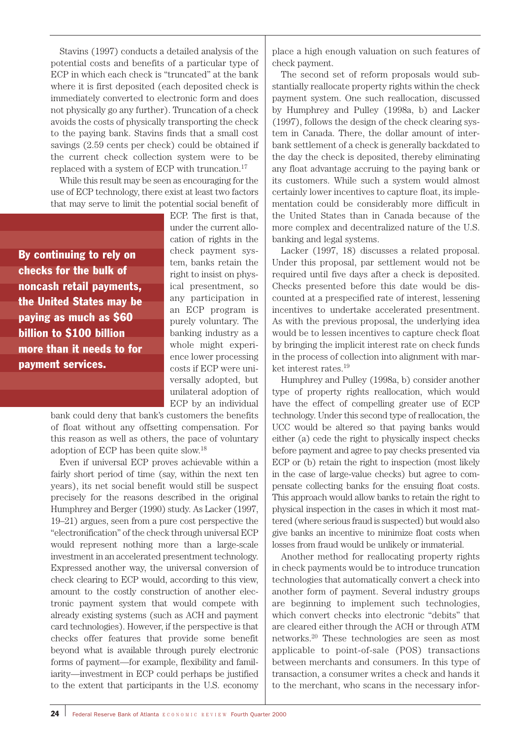Stavins (1997) conducts a detailed analysis of the potential costs and benefits of a particular type of ECP in which each check is "truncated" at the bank where it is first deposited (each deposited check is immediately converted to electronic form and does not physically go any further). Truncation of a check avoids the costs of physically transporting the check to the paying bank. Stavins finds that a small cost savings (2.59 cents per check) could be obtained if the current check collection system were to be replaced with a system of ECP with truncation.[17]

While this result may be seen as encouraging for the use of ECP technology, there exist at least two factors that may serve to limit the potential social benefit of ECP. The first is that, under the current allocation of rights in the check payment system, banks retain the right to insist on physical presentment, so any participation in an ECP program is purely voluntary. The banking industry as a whole might experience lower processing costs if ECP were universally adopted, but unilateral adoption of ECP by an individual bank could deny that bank's customers the benefits of float without any offsetting compensation. For this reason as well as others, the pace of voluntary adoption of ECP has been quite slow.[18]

**By continuing to rely on checks for the bulk of noncash retail payments, the United States may be paying as much as $60 billion to $100 billion more than it needs to for payment services.**

Even if universal ECP proves achievable within a fairly short period of time (say, within the next ten years), its net social benefit would still be suspect precisely for the reasons described in the original Humphrey and Berger (1990) study. As Lacker (1997, 19–21) argues, seen from a pure cost perspective the "electronification" of the check through universal ECP would represent nothing more than a large-scale investment in an accelerated presentment technology. Expressed another way, the universal conversion of check clearing to ECP would, according to this view, amount to the costly construction of another electronic payment system that would compete with already existing systems (such as ACH and payment card technologies). However, if the perspective is that checks offer features that provide some benefit beyond what is available through purely electronic forms of payment—for example, flexibility and familiarity—investment in ECP could perhaps be justified to the extent that participants in the U.S. economy place a high enough valuation on such features of check payment.

The second set of reform proposals would substantially reallocate property rights within the check payment system. One such reallocation, discussed by Humphrey and Pulley (1998a, b) and Lacker (1997), follows the design of the check clearing system in Canada. There, the dollar amount of interbank settlement of a check is generally backdated to the day the check is deposited, thereby eliminating any float advantage accruing to the paying bank or its customers. While such a system would almost certainly lower incentives to capture float, its implementation could be considerably more difficult in the United States than in Canada because of the more complex and decentralized nature of the U.S. banking and legal systems.

Lacker (1997, 18) discusses a related proposal. Under this proposal, par settlement would not be required until five days after a check is deposited. Checks presented before this date would be discounted at a prespecified rate of interest, lessening incentives to undertake accelerated presentment. As with the previous proposal, the underlying idea would be to lessen incentives to capture check float by bringing the implicit interest rate on check funds in the process of collection into alignment with market interest rates.[19]

Humphrey and Pulley (1998a, b) consider another type of property rights reallocation, which would have the effect of compelling greater use of ECP technology. Under this second type of reallocation, the UCC would be altered so that paying banks would either (a) cede the right to physically inspect checks before payment and agree to pay checks presented via ECP or (b) retain the right to inspection (most likely in the case of large-value checks) but agree to compensate collecting banks for the ensuing float costs. This approach would allow banks to retain the right to physical inspection in the cases in which it most mattered (where serious fraud is suspected) but would also give banks an incentive to minimize float costs when losses from fraud would be unlikely or immaterial.

Another method for reallocating property rights in check payments would be to introduce truncation technologies that automatically convert a check into another form of payment. Several industry groups are beginning to implement such technologies, which convert checks into electronic "debits" that are cleared either through the ACH or through ATM networks.[20] These technologies are seen as most applicable to point-of-sale (POS) transactions between merchants and consumers. In this type of transaction, a consumer writes a check and hands it to the merchant, who scans in the necessary infor-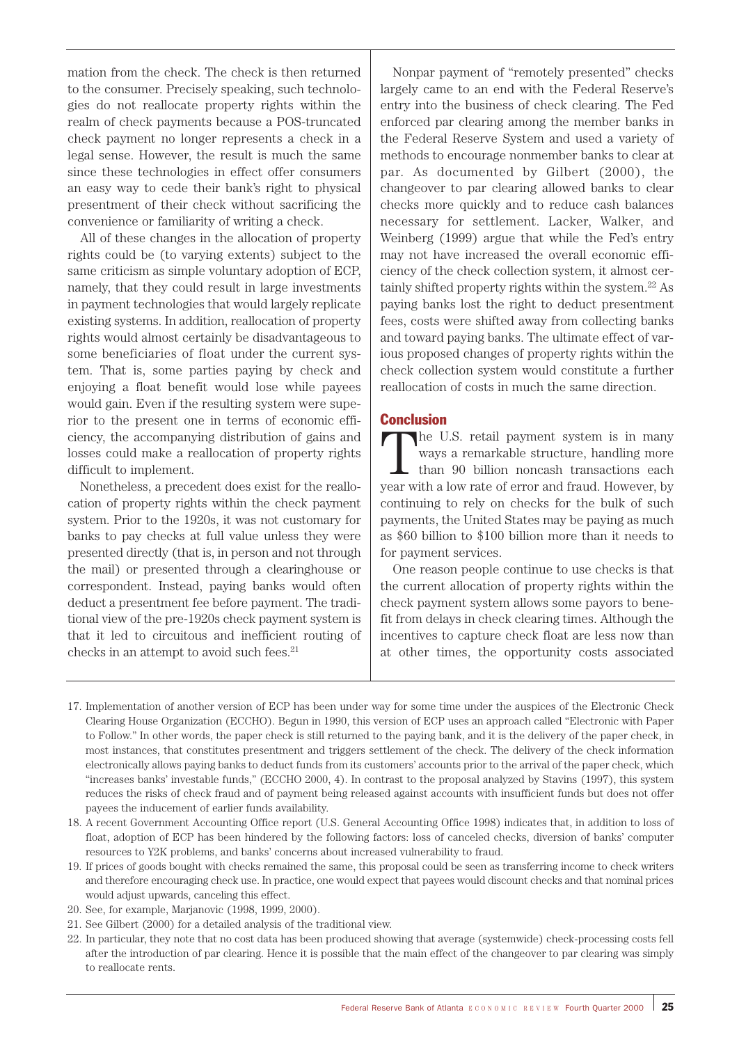mation from the check. The check is then returned to the consumer. Precisely speaking, such technologies do not reallocate property rights within the realm of check payments because a POS-truncated check payment no longer represents a check in a legal sense. However, the result is much the same since these technologies in effect offer consumers an easy way to cede their bank's right to physical presentment of their check without sacrificing the convenience or familiarity of writing a check.

All of these changes in the allocation of property rights could be (to varying extents) subject to the same criticism as simple voluntary adoption of ECP, namely, that they could result in large investments in payment technologies that would largely replicate existing systems. In addition, reallocation of property rights would almost certainly be disadvantageous to some beneficiaries of float under the current system. That is, some parties paying by check and enjoying a float benefit would lose while payees would gain. Even if the resulting system were superior to the present one in terms of economic efficiency, the accompanying distribution of gains and losses could make a reallocation of property rights difficult to implement.

Nonetheless, a precedent does exist for the reallocation of property rights within the check payment system. Prior to the 1920s, it was not customary for banks to pay checks at full value unless they were presented directly (that is, in person and not through the mail) or presented through a clearinghouse or correspondent. Instead, paying banks would often deduct a presentment fee before payment. The traditional view of the pre-1920s check payment system is that it led to circuitous and inefficient routing of checks in an attempt to avoid such fees.[21]

Nonpar payment of "remotely presented" checks largely came to an end with the Federal Reserve's entry into the business of check clearing. The Fed enforced par clearing among the member banks in the Federal Reserve System and used a variety of methods to encourage nonmember banks to clear at par. As documented by Gilbert (2000), the changeover to par clearing allowed banks to clear checks more quickly and to reduce cash balances necessary for settlement. Lacker, Walker, and Weinberg (1999) argue that while the Fed's entry may not have increased the overall economic efficiency of the check collection system, it almost certainly shifted property rights within the system.[22] As paying banks lost the right to deduct presentment fees, costs were shifted away from collecting banks and toward paying banks. The ultimate effect of various proposed changes of property rights within the check collection system would constitute a further reallocation of costs in much the same direction.

## Conclusion

The U.S. retail payment system is in many ways a remarkable structure, handling more than 90 billion noncash transactions each year with a low rate of error and fraud. However, by continuing to rely on checks for the bulk of such payments, the United States may be paying as much as \$60 billion to \$100 billion more than it needs to for payment services.

One reason people continue to use checks is that the current allocation of property rights within the check payment system allows some payors to benefit from delays in check clearing times. Although the incentives to capture check float are less now than at other times, the opportunity costs associated

---

17. Implementation of another version of ECP has been under way for some time under the auspices of the Electronic Check Clearing House Organization (ECCHO). Begun in 1990, this version of ECP uses an approach called "Electronic with Paper to Follow." In other words, the paper check is still returned to the paying bank, and it is the delivery of the paper check, in most instances, that constitutes presentment and triggers settlement of the check. The delivery of the check information electronically allows paying banks to deduct funds from its customers' accounts prior to the arrival of the paper check, which "increases banks' investable funds," (ECCHO 2000, 4). In contrast to the proposal analyzed by Stavins (1997), this system reduces the risks of check fraud and of payment being released against accounts with insufficient funds but does not offer payees the inducement of earlier funds availability.

18. A recent Government Accounting Office report (U.S. General Accounting Office 1998) indicates that, in addition to loss of float, adoption of ECP has been hindered by the following factors: loss of canceled checks, diversion of banks' computer resources to Y2K problems, and banks' concerns about increased vulnerability to fraud.

19. If prices of goods bought with checks remained the same, this proposal could be seen as transferring income to check writers and therefore encouraging check use. In practice, one would expect that payees would discount checks and that nominal prices would adjust upwards, canceling this effect.

20. See, for example, Marjanovic (1998, 1999, 2000).

21. See Gilbert (2000) for a detailed analysis of the traditional view.

22. In particular, they note that no cost data has been produced showing that average (systemwide) check-processing costs fell after the introduction of par clearing. Hence it is possible that the main effect of the changeover to par clearing was simply to reallocate rents.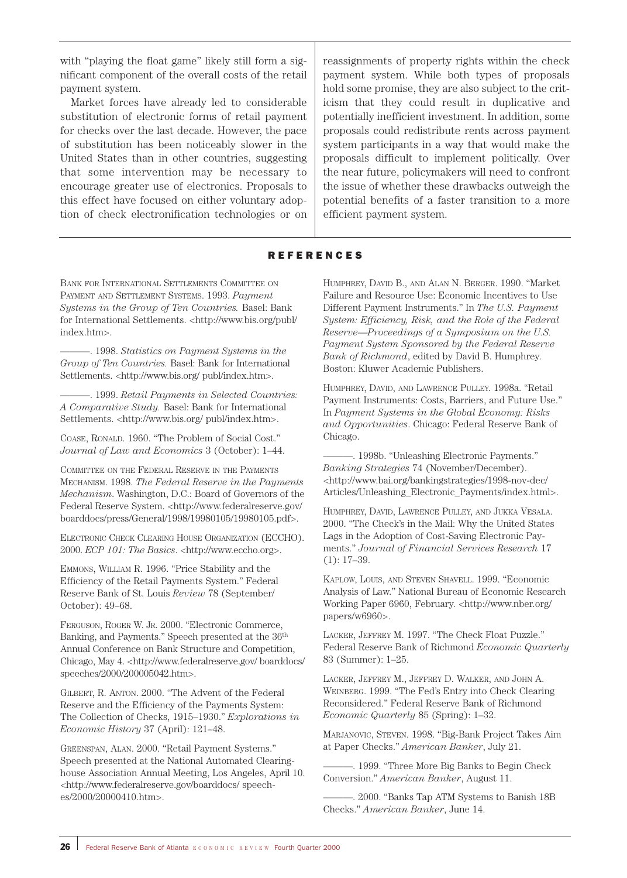with "playing the float game" likely still form a significant component of the overall costs of the retail payment system.

Market forces have already led to considerable substitution of electronic forms of retail payment for checks over the last decade. However, the pace of substitution has been noticeably slower in the United States than in other countries, suggesting that some intervention may be necessary to encourage greater use of electronics. Proposals to this effect have focused on either voluntary adoption of check electronification technologies or on reassignments of property rights within the check payment system. While both types of proposals hold some promise, they are also subject to the criticism that they could result in duplicative and potentially inefficient investment. In addition, some proposals could redistribute rents across payment system participants in a way that would make the proposals difficult to implement politically. Over the near future, policymakers will need to confront the issue of whether these drawbacks outweigh the potential benefits of a faster transition to a more efficient payment system.

## REFERENCES

Bank for International Settlements Committee on Payment and Settlement Systems. 1993. *Payment Systems in the Group of Ten Countries.* Basel: Bank for International Settlements. <http://www.bis.org/publ/index.htm>.

———. 1998. *Statistics on Payment Systems in the Group of Ten Countries.* Basel: Bank for International Settlements. <http://www.bis.org/ publ/index.htm>.

———. 1999. *Retail Payments in Selected Countries: A Comparative Study.* Basel: Bank for International Settlements. <http://www.bis.org/ publ/index.htm>.

Coase, Ronald. 1960. "The Problem of Social Cost." *Journal of Law and Economics* 3 (October): 1–44.

Committee on the Federal Reserve in the Payments Mechanism. 1998. *The Federal Reserve in the Payments Mechanism*. Washington, D.C.: Board of Governors of the Federal Reserve System. <http://www.federalreserve.gov/ boarddocs/press/General/1998/19980105/19980105.pdf>.

Electronic Check Clearing House Organization (ECCHO). 2000. *ECP 101: The Basics*. <http://www.eccho.org>.

Emmons, William R. 1996. "Price Stability and the Efficiency of the Retail Payments System." Federal Reserve Bank of St. Louis *Review* 78 (September/ October): 49–68.

Ferguson, Roger W. Jr. 2000. "Electronic Commerce, Banking, and Payments." Speech presented at the 36th Annual Conference on Bank Structure and Competition, Chicago, May 4. <http://www.federalreserve.gov/ boarddocs/ speeches/2000/200005042.htm>.

Gilbert, R. Anton. 2000. "The Advent of the Federal Reserve and the Efficiency of the Payments System: The Collection of Checks, 1915–1930." *Explorations in Economic History* 37 (April): 121–48.

Greenspan, Alan. 2000. "Retail Payment Systems." Speech presented at the National Automated Clearinghouse Association Annual Meeting, Los Angeles, April 10. <http://www.federalreserve.gov/boarddocs/ speeches/2000/20000410.htm>.

Humphrey, David B., and Alan N. Berger. 1990. "Market Failure and Resource Use: Economic Incentives to Use Different Payment Instruments." In *The U.S. Payment System: Efficiency, Risk, and the Role of the Federal Reserve—Proceedings of a Symposium on the U.S. Payment System Sponsored by the Federal Reserve Bank of Richmond*, edited by David B. Humphrey. Boston: Kluwer Academic Publishers.

Humphrey, David, and Lawrence Pulley. 1998a. "Retail Payment Instruments: Costs, Barriers, and Future Use." In *Payment Systems in the Global Economy: Risks and Opportunities*. Chicago: Federal Reserve Bank of Chicago.

———. 1998b. "Unleashing Electronic Payments." *Banking Strategies* 74 (November/December). <http://www.bai.org/bankingstrategies/1998-nov-dec/ Articles/Unleashing_Electronic_Payments/index.html>.

Humphrey, David, Lawrence Pulley, and Jukka Vesala. 2000. "The Check's in the Mail: Why the United States Lags in the Adoption of Cost-Saving Electronic Payments." *Journal of Financial Services Research* 17 (1): 17–39.

Kaplow, Louis, and Steven Shavell. 1999. "Economic Analysis of Law." National Bureau of Economic Research Working Paper 6960, February. <http://www.nber.org/ papers/w6960>.

Lacker, Jeffrey M. 1997. "The Check Float Puzzle." Federal Reserve Bank of Richmond *Economic Quarterly* 83 (Summer): 1–25.

Lacker, Jeffrey M., Jeffrey D. Walker, and John A. Weinberg. 1999. "The Fed's Entry into Check Clearing Reconsidered." Federal Reserve Bank of Richmond *Economic Quarterly* 85 (Spring): 1–32.

Marjanovic, Steven. 1998. "Big-Bank Project Takes Aim at Paper Checks." *American Banker*, July 21.

———. 1999. "Three More Big Banks to Begin Check Conversion." *American Banker*, August 11.

———. 2000. "Banks Tap ATM Systems to Banish 18B Checks." *American Banker*, June 14.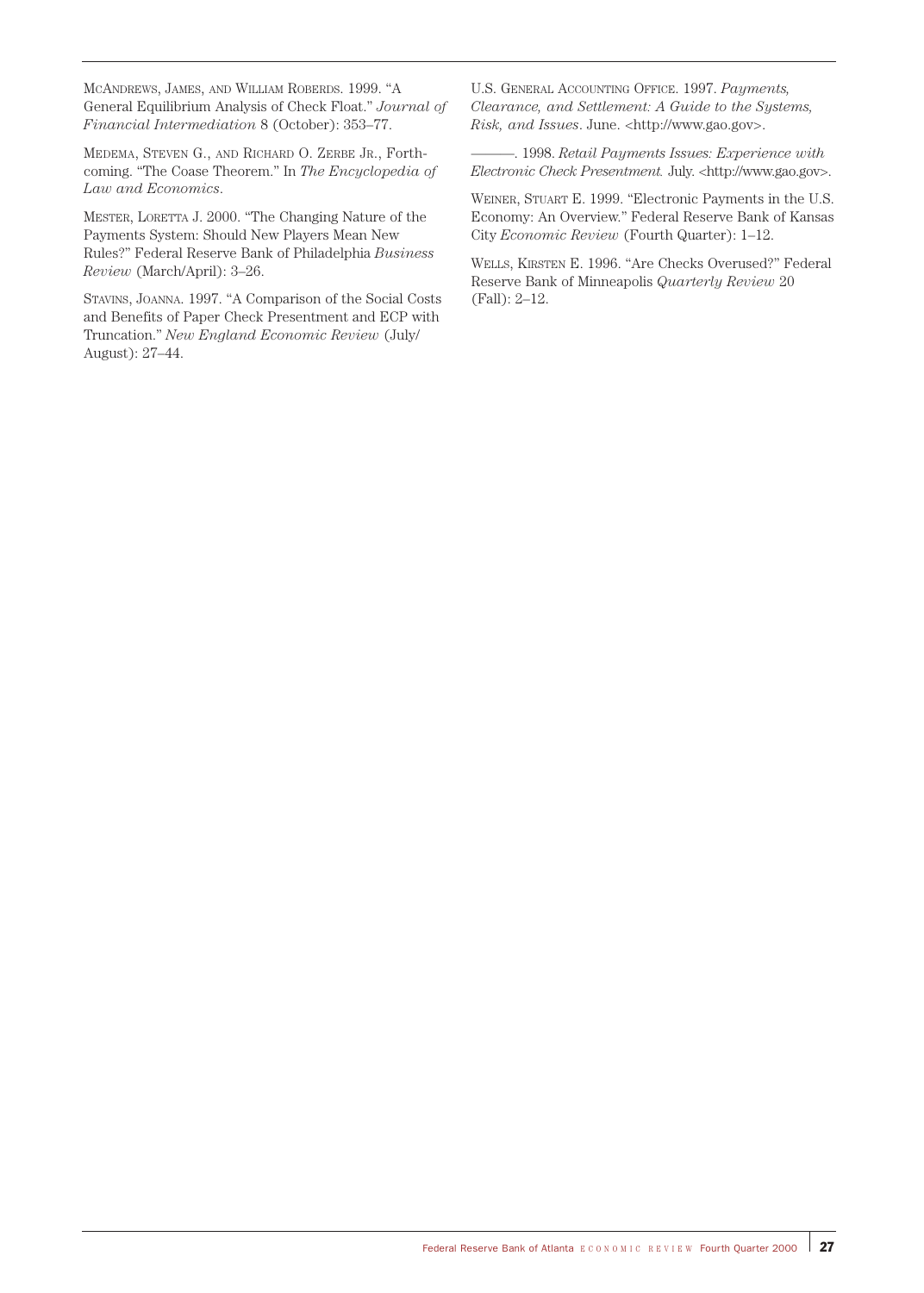McAndrews, James, and William Roberds. 1999. "A General Equilibrium Analysis of Check Float." *Journal of Financial Intermediation* 8 (October): 353–77.

Medema, Steven G., and Richard O. Zerbe Jr., Forthcoming. "The Coase Theorem." In *The Encyclopedia of Law and Economics*.

Mester, Loretta J. 2000. "The Changing Nature of the Payments System: Should New Players Mean New Rules?" Federal Reserve Bank of Philadelphia *Business Review* (March/April): 3–26.

Stavins, Joanna. 1997. "A Comparison of the Social Costs and Benefits of Paper Check Presentment and ECP with Truncation." *New England Economic Review* (July/August): 27–44.

U.S. General Accounting Office. 1997. *Payments, Clearance, and Settlement: A Guide to the Systems, Risk, and Issues*. June. <http://www.gao.gov>.

———. 1998. *Retail Payments Issues: Experience with Electronic Check Presentment.* July. <http://www.gao.gov>.

Weiner, Stuart E. 1999. "Electronic Payments in the U.S. Economy: An Overview." Federal Reserve Bank of Kansas City *Economic Review* (Fourth Quarter): 1–12.

Wells, Kirsten E. 1996. "Are Checks Overused?" Federal Reserve Bank of Minneapolis *Quarterly Review* 20 (Fall): 2–12.